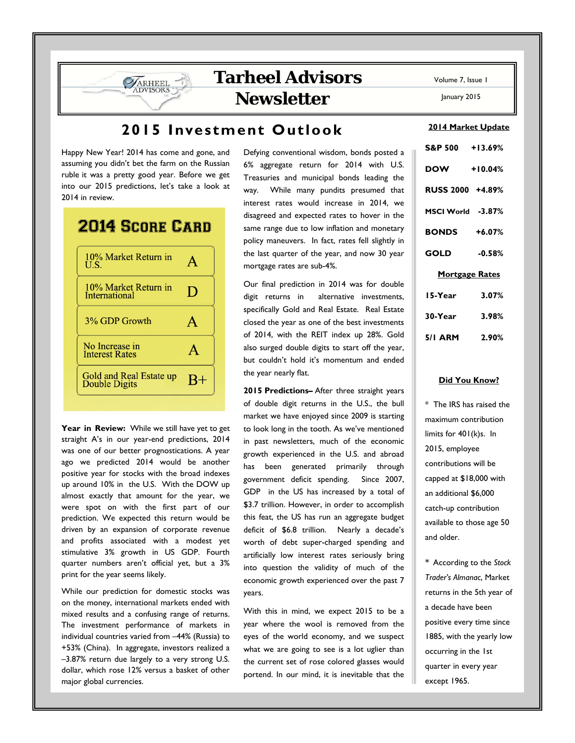# Tarheel Advisors Newsletter

Volume 7, Issue 1

January 2015

## 2015 Investment Outlook

Happy New Year! 2014 has come and gone, and assuming you didn't bet the farm on the Russian ruble it was a pretty good year. Before we get into our 2015 predictions, let's take a look at 2014 in review.

### 2014 Score Card

| Prediction | Grade |
|---|---|
| 10% Market Return in U.S. | A |
| 10% Market Return in International | D |
| 3% GDP Growth | A |
| No Increase in Interest Rates | A |
| Gold and Real Estate up Double Digits | B+ |

**Year in Review:** While we still have yet to get straight A's in our year-end predictions, 2014 was one of our better prognostications. A year ago we predicted 2014 would be another positive year for stocks with the broad indexes up around 10% in the U.S. With the DOW up almost exactly that amount for the year, we were spot on with the first part of our prediction. We expected this return would be driven by an expansion of corporate revenue and profits associated with a modest yet stimulative 3% growth in US GDP. Fourth quarter numbers aren't official yet, but a 3% print for the year seems likely.

While our prediction for domestic stocks was on the money, international markets ended with mixed results and a confusing range of returns. The investment performance of markets in individual countries varied from –44% (Russia) to +53% (China). In aggregate, investors realized a –3.87% return due largely to a very strong U.S. dollar, which rose 12% versus a basket of other major global currencies.

Defying conventional wisdom, bonds posted a 6% aggregate return for 2014 with U.S. Treasuries and municipal bonds leading the way. While many pundits presumed that interest rates would increase in 2014, we disagreed and expected rates to hover in the same range due to low inflation and monetary policy maneuvers. In fact, rates fell slightly in the last quarter of the year, and now 30 year mortgage rates are sub-4%.

Our final prediction in 2014 was for double digit returns in alternative investments, specifically Gold and Real Estate. Real Estate closed the year as one of the best investments of 2014, with the REIT index up 28%. Gold also surged double digits to start off the year, but couldn't hold it's momentum and ended the year nearly flat.

**2015 Predictions–** After three straight years of double digit returns in the U.S., the bull market we have enjoyed since 2009 is starting to look long in the tooth. As we've mentioned in past newsletters, much of the economic growth experienced in the U.S. and abroad has been generated primarily through government deficit spending. Since 2007, GDP in the US has increased by a total of $3.7 trillion. However, in order to accomplish this feat, the US has run an aggregate budget deficit of $6.8 trillion. Nearly a decade's worth of debt super-charged spending and artificially low interest rates seriously bring into question the validity of much of the economic growth experienced over the past 7 years.

With this in mind, we expect 2015 to be a year where the wool is removed from the eyes of the world economy, and we suspect what we are going to see is a lot uglier than the current set of rose colored glasses would portend. In our mind, it is inevitable that the

### 2014 Market Update

| Index | Return |
|---|---|
| S&P 500 | +13.69% |
| DOW | +10.04% |
| RUSS 2000 | +4.89% |
| MSCI World | -3.87% |
| BONDS | +6.07% |
| GOLD | -0.58% |

### Mortgage Rates

| Type | Rate |
|---|---|
| 15-Year | 3.07% |
| 30-Year | 3.98% |
| 5/1 ARM | 2.90% |

### Did You Know?

* The IRS has raised the maximum contribution limits for 401(k)s. In 2015, employee contributions will be capped at $18,000 with an additional $6,000 catch-up contribution available to those age 50 and older.

* According to the *Stock Trader's Almanac*, Market returns in the 5th year of a decade have been positive every time since 1885, with the yearly low occurring in the 1st quarter in every year except 1965.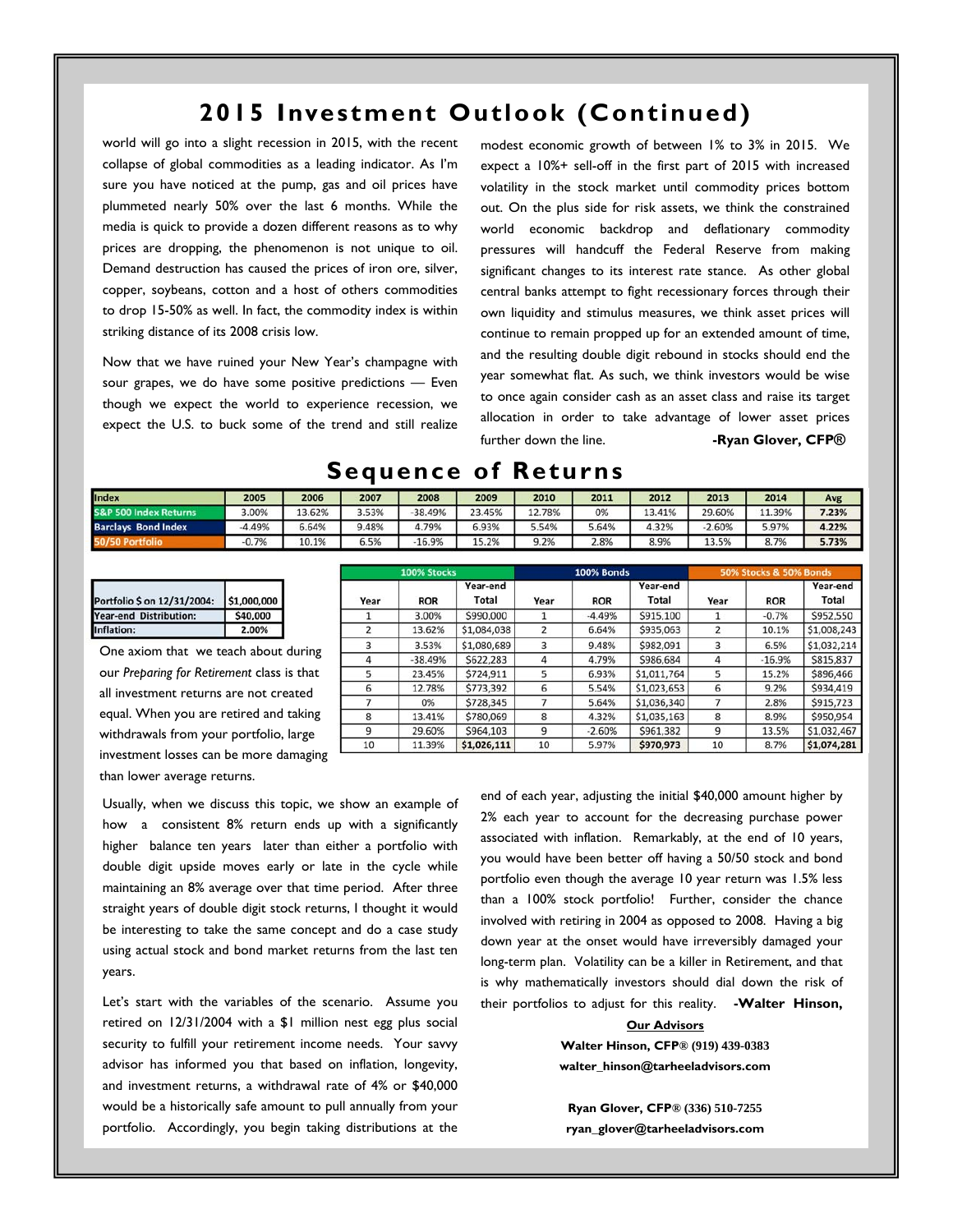# 2015 Investment Outlook (Continued)

world will go into a slight recession in 2015, with the recent collapse of global commodities as a leading indicator. As I'm sure you have noticed at the pump, gas and oil prices have plummeted nearly 50% over the last 6 months. While the media is quick to provide a dozen different reasons as to why prices are dropping, the phenomenon is not unique to oil. Demand destruction has caused the prices of iron ore, silver, copper, soybeans, cotton and a host of others commodities to drop 15-50% as well. In fact, the commodity index is within striking distance of its 2008 crisis low.

Now that we have ruined your New Year's champagne with sour grapes, we do have some positive predictions — Even though we expect the world to experience recession, we expect the U.S. to buck some of the trend and still realize modest economic growth of between 1% to 3% in 2015. We expect a 10%+ sell-off in the first part of 2015 with increased volatility in the stock market until commodity prices bottom out. On the plus side for risk assets, we think the constrained world economic backdrop and deflationary commodity pressures will handcuff the Federal Reserve from making significant changes to its interest rate stance. As other global central banks attempt to fight recessionary forces through their own liquidity and stimulus measures, we think asset prices will continue to remain propped up for an extended amount of time, and the resulting double digit rebound in stocks should end the year somewhat flat. As such, we think investors would be wise to once again consider cash as an asset class and raise its target allocation in order to take advantage of lower asset prices further down the line. **-Ryan Glover, CFP®**

# Sequence of Returns

| Index | 2005 | 2006 | 2007 | 2008 | 2009 | 2010 | 2011 | 2012 | 2013 | 2014 | Avg |
|---|---|---|---|---|---|---|---|---|---|---|---|
| S&P 500 Index Returns | 3.00% | 13.62% | 3.53% | -38.49% | 23.45% | 12.78% | 0% | 13.41% | 29.60% | 11.39% | **7.23%** |
| Barclays Bond Index | -4.49% | 6.64% | 9.48% | 4.79% | 6.93% | 5.54% | 5.64% | 4.32% | -2.60% | 5.97% | **4.22%** |
| 50/50 Portfolio | -0.7% | 10.1% | 6.5% | -16.9% | 15.2% | 9.2% | 2.8% | 8.9% | 13.5% | 8.7% | **5.73%** |

| | |
|---|---|
| Portfolio $ on 12/31/2004: | $1,000,000 |
| Year-end Distribution: | $40,000 |
| Inflation: | 2.00% |

| 100% Stocks | | | 100% Bonds | | | 50% Stocks & 50% Bonds | | |
|---|---|---|---|---|---|---|---|---|
| Year | ROR | Year-end Total | Year | ROR | Year-end Total | Year | ROR | Year-end Total |
| 1 | 3.00% | $990,000 | 1 | -4.49% | $915,100 | 1 | -0.7% | $952,550 |
| 2 | 13.62% | $1,084,038 | 2 | 6.64% | $935,063 | 2 | 10.1% | $1,008,243 |
| 3 | 3.53% | $1,080,689 | 3 | 9.48% | $982,091 | 3 | 6.5% | $1,032,214 |
| 4 | -38.49% | $622,283 | 4 | 4.79% | $986,684 | 4 | -16.9% | $815,837 |
| 5 | 23.45% | $724,911 | 5 | 6.93% | $1,011,764 | 5 | 15.2% | $896,466 |
| 6 | 12.78% | $773,392 | 6 | 5.54% | $1,023,653 | 6 | 9.2% | $934,419 |
| 7 | 0% | $728,345 | 7 | 5.64% | $1,036,340 | 7 | 2.8% | $915,723 |
| 8 | 13.41% | $780,069 | 8 | 4.32% | $1,035,163 | 8 | 8.9% | $950,954 |
| 9 | 29.60% | $964,103 | 9 | -2.60% | $961,382 | 9 | 13.5% | $1,032,467 |
| 10 | 11.39% | **$1,026,111** | 10 | 5.97% | **$970,973** | 10 | 8.7% | **$1,074,281** |

One axiom that we teach about during our *Preparing for Retirement* class is that all investment returns are not created equal. When you are retired and taking withdrawals from your portfolio, large investment losses can be more damaging than lower average returns.

Usually, when we discuss this topic, we show an example of how a consistent 8% return ends up with a significantly higher balance ten years later than either a portfolio with double digit upside moves early or late in the cycle while maintaining an 8% average over that time period. After three straight years of double digit stock returns, I thought it would be interesting to take the same concept and do a case study using actual stock and bond market returns from the last ten years.

Let's start with the variables of the scenario. Assume you retired on 12/31/2004 with a $1 million nest egg plus social security to fulfill your retirement income needs. Your savvy advisor has informed you that based on inflation, longevity, and investment returns, a withdrawal rate of 4% or $40,000 would be a historically safe amount to pull annually from your portfolio. Accordingly, you begin taking distributions at the end of each year, adjusting the initial $40,000 amount higher by 2% each year to account for the decreasing purchase power associated with inflation. Remarkably, at the end of 10 years, you would have been better off having a 50/50 stock and bond portfolio even though the average 10 year return was 1.5% less than a 100% stock portfolio! Further, consider the chance involved with retiring in 2004 as opposed to 2008. Having a big down year at the onset would have irreversibly damaged your long-term plan. Volatility can be a killer in Retirement, and that is why mathematically investors should dial down the risk of their portfolios to adjust for this reality. **-Walter Hinson,**

**Our Advisors**

**Walter Hinson, CFP® (919) 439-0383**
**walter_hinson@tarheeladvisors.com**

**Ryan Glover, CFP® (336) 510-7255**
**ryan_glover@tarheeladvisors.com**